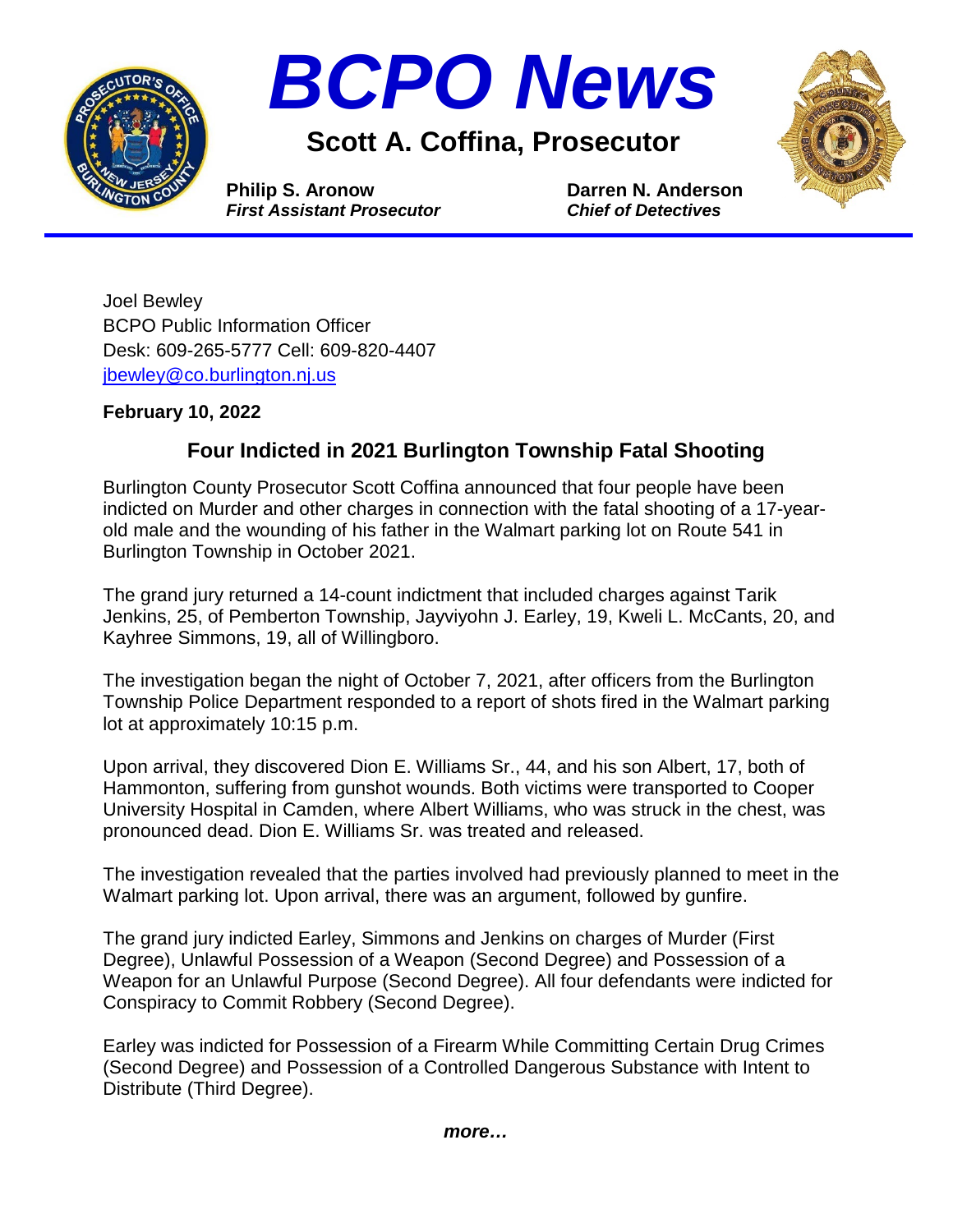# BCPO News

## Scott A. Coffina, Prosecutor

**Philip S. Aronow**
***First Assistant Prosecutor***

**Darren N. Anderson**
***Chief of Detectives***

Joel Bewley
BCPO Public Information Officer
Desk: 609-265-5777 Cell: 609-820-4407
jbewley@co.burlington.nj.us

**February 10, 2022**

## Four Indicted in 2021 Burlington Township Fatal Shooting

Burlington County Prosecutor Scott Coffina announced that four people have been indicted on Murder and other charges in connection with the fatal shooting of a 17-year-old male and the wounding of his father in the Walmart parking lot on Route 541 in Burlington Township in October 2021.

The grand jury returned a 14-count indictment that included charges against Tarik Jenkins, 25, of Pemberton Township, Jayviyohn J. Earley, 19, Kweli L. McCants, 20, and Kayhree Simmons, 19, all of Willingboro.

The investigation began the night of October 7, 2021, after officers from the Burlington Township Police Department responded to a report of shots fired in the Walmart parking lot at approximately 10:15 p.m.

Upon arrival, they discovered Dion E. Williams Sr., 44, and his son Albert, 17, both of Hammonton, suffering from gunshot wounds. Both victims were transported to Cooper University Hospital in Camden, where Albert Williams, who was struck in the chest, was pronounced dead. Dion E. Williams Sr. was treated and released.

The investigation revealed that the parties involved had previously planned to meet in the Walmart parking lot. Upon arrival, there was an argument, followed by gunfire.

The grand jury indicted Earley, Simmons and Jenkins on charges of Murder (First Degree), Unlawful Possession of a Weapon (Second Degree) and Possession of a Weapon for an Unlawful Purpose (Second Degree). All four defendants were indicted for Conspiracy to Commit Robbery (Second Degree).

Earley was indicted for Possession of a Firearm While Committing Certain Drug Crimes (Second Degree) and Possession of a Controlled Dangerous Substance with Intent to Distribute (Third Degree).

***more…***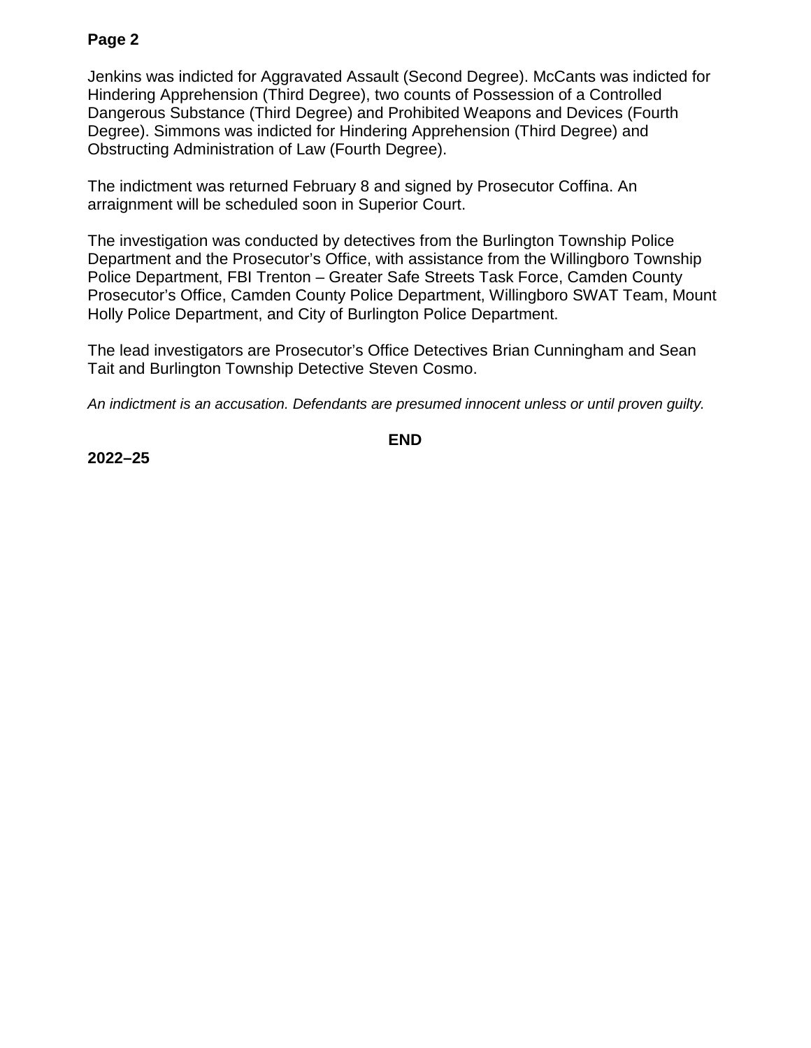Jenkins was indicted for Aggravated Assault (Second Degree). McCants was indicted for Hindering Apprehension (Third Degree), two counts of Possession of a Controlled Dangerous Substance (Third Degree) and Prohibited Weapons and Devices (Fourth Degree). Simmons was indicted for Hindering Apprehension (Third Degree) and Obstructing Administration of Law (Fourth Degree).

The indictment was returned February 8 and signed by Prosecutor Coffina. An arraignment will be scheduled soon in Superior Court.

The investigation was conducted by detectives from the Burlington Township Police Department and the Prosecutor's Office, with assistance from the Willingboro Township Police Department, FBI Trenton – Greater Safe Streets Task Force, Camden County Prosecutor's Office, Camden County Police Department, Willingboro SWAT Team, Mount Holly Police Department, and City of Burlington Police Department.

The lead investigators are Prosecutor's Office Detectives Brian Cunningham and Sean Tait and Burlington Township Detective Steven Cosmo.

*An indictment is an accusation. Defendants are presumed innocent unless or until proven guilty.*

**END**

**2022–25**